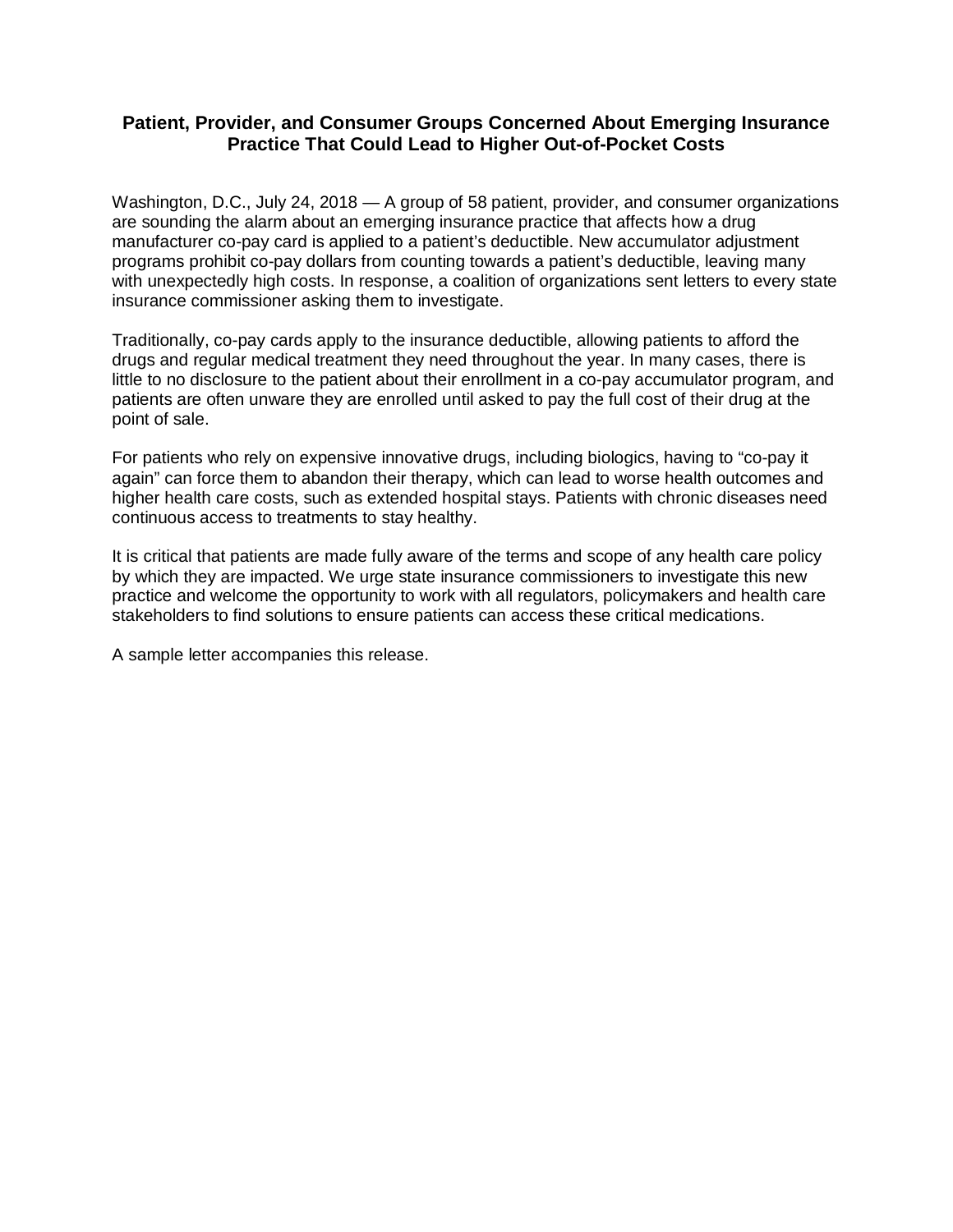# Patient, Provider, and Consumer Groups Concerned About Emerging Insurance Practice That Could Lead to Higher Out-of-Pocket Costs

Washington, D.C., July 24, 2018 — A group of 58 patient, provider, and consumer organizations are sounding the alarm about an emerging insurance practice that affects how a drug manufacturer co-pay card is applied to a patient's deductible. New accumulator adjustment programs prohibit co-pay dollars from counting towards a patient's deductible, leaving many with unexpectedly high costs. In response, a coalition of organizations sent letters to every state insurance commissioner asking them to investigate.

Traditionally, co-pay cards apply to the insurance deductible, allowing patients to afford the drugs and regular medical treatment they need throughout the year. In many cases, there is little to no disclosure to the patient about their enrollment in a co-pay accumulator program, and patients are often unware they are enrolled until asked to pay the full cost of their drug at the point of sale.

For patients who rely on expensive innovative drugs, including biologics, having to "co-pay it again" can force them to abandon their therapy, which can lead to worse health outcomes and higher health care costs, such as extended hospital stays. Patients with chronic diseases need continuous access to treatments to stay healthy.

It is critical that patients are made fully aware of the terms and scope of any health care policy by which they are impacted. We urge state insurance commissioners to investigate this new practice and welcome the opportunity to work with all regulators, policymakers and health care stakeholders to find solutions to ensure patients can access these critical medications.

A sample letter accompanies this release.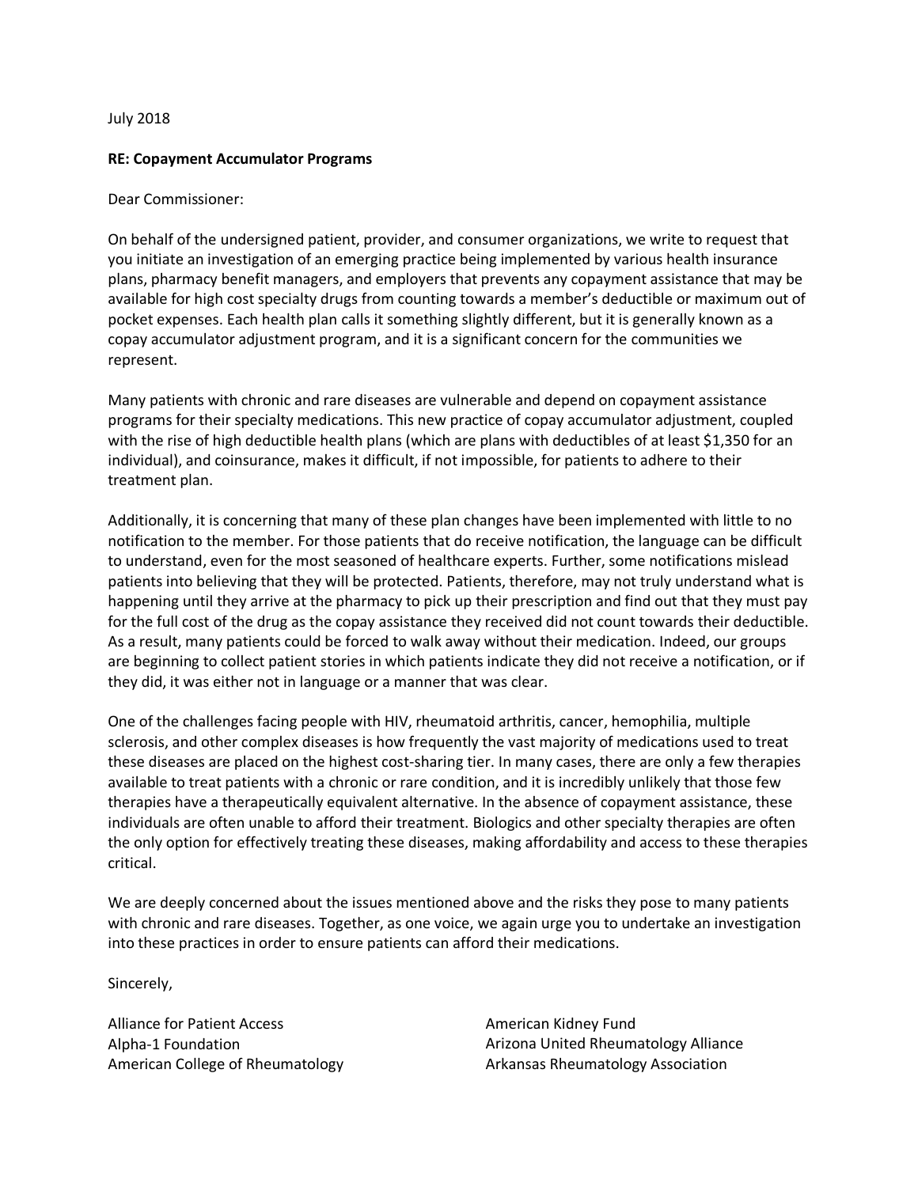July 2018

**RE: Copayment Accumulator Programs**

Dear Commissioner:

On behalf of the undersigned patient, provider, and consumer organizations, we write to request that you initiate an investigation of an emerging practice being implemented by various health insurance plans, pharmacy benefit managers, and employers that prevents any copayment assistance that may be available for high cost specialty drugs from counting towards a member's deductible or maximum out of pocket expenses. Each health plan calls it something slightly different, but it is generally known as a copay accumulator adjustment program, and it is a significant concern for the communities we represent.

Many patients with chronic and rare diseases are vulnerable and depend on copayment assistance programs for their specialty medications. This new practice of copay accumulator adjustment, coupled with the rise of high deductible health plans (which are plans with deductibles of at least $1,350 for an individual), and coinsurance, makes it difficult, if not impossible, for patients to adhere to their treatment plan.

Additionally, it is concerning that many of these plan changes have been implemented with little to no notification to the member. For those patients that do receive notification, the language can be difficult to understand, even for the most seasoned of healthcare experts. Further, some notifications mislead patients into believing that they will be protected. Patients, therefore, may not truly understand what is happening until they arrive at the pharmacy to pick up their prescription and find out that they must pay for the full cost of the drug as the copay assistance they received did not count towards their deductible. As a result, many patients could be forced to walk away without their medication. Indeed, our groups are beginning to collect patient stories in which patients indicate they did not receive a notification, or if they did, it was either not in language or a manner that was clear.

One of the challenges facing people with HIV, rheumatoid arthritis, cancer, hemophilia, multiple sclerosis, and other complex diseases is how frequently the vast majority of medications used to treat these diseases are placed on the highest cost-sharing tier. In many cases, there are only a few therapies available to treat patients with a chronic or rare condition, and it is incredibly unlikely that those few therapies have a therapeutically equivalent alternative. In the absence of copayment assistance, these individuals are often unable to afford their treatment. Biologics and other specialty therapies are often the only option for effectively treating these diseases, making affordability and access to these therapies critical.

We are deeply concerned about the issues mentioned above and the risks they pose to many patients with chronic and rare diseases. Together, as one voice, we again urge you to undertake an investigation into these practices in order to ensure patients can afford their medications.

Sincerely,

Alliance for Patient Access
Alpha-1 Foundation
American College of Rheumatology
American Kidney Fund
Arizona United Rheumatology Alliance
Arkansas Rheumatology Association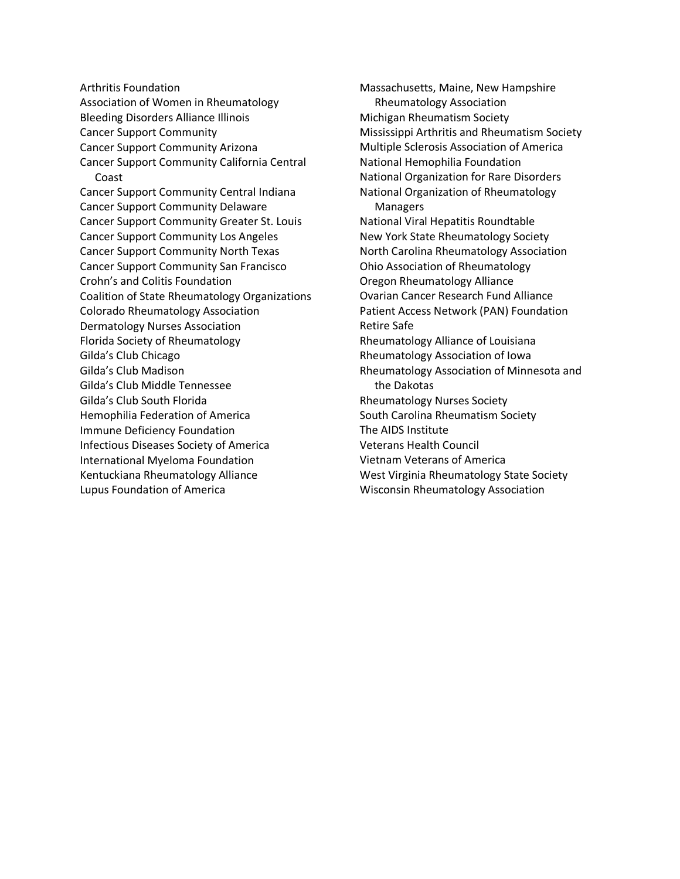Arthritis Foundation
Association of Women in Rheumatology
Bleeding Disorders Alliance Illinois
Cancer Support Community
Cancer Support Community Arizona
Cancer Support Community California Central Coast
Cancer Support Community Central Indiana
Cancer Support Community Delaware
Cancer Support Community Greater St. Louis
Cancer Support Community Los Angeles
Cancer Support Community North Texas
Cancer Support Community San Francisco
Crohn's and Colitis Foundation
Coalition of State Rheumatology Organizations
Colorado Rheumatology Association
Dermatology Nurses Association
Florida Society of Rheumatology
Gilda's Club Chicago
Gilda's Club Madison
Gilda's Club Middle Tennessee
Gilda's Club South Florida
Hemophilia Federation of America
Immune Deficiency Foundation
Infectious Diseases Society of America
International Myeloma Foundation
Kentuckiana Rheumatology Alliance
Lupus Foundation of America
Massachusetts, Maine, New Hampshire Rheumatology Association
Michigan Rheumatism Society
Mississippi Arthritis and Rheumatism Society
Multiple Sclerosis Association of America
National Hemophilia Foundation
National Organization for Rare Disorders
National Organization of Rheumatology Managers
National Viral Hepatitis Roundtable
New York State Rheumatology Society
North Carolina Rheumatology Association
Ohio Association of Rheumatology
Oregon Rheumatology Alliance
Ovarian Cancer Research Fund Alliance
Patient Access Network (PAN) Foundation
Retire Safe
Rheumatology Alliance of Louisiana
Rheumatology Association of Iowa
Rheumatology Association of Minnesota and the Dakotas
Rheumatology Nurses Society
South Carolina Rheumatism Society
The AIDS Institute
Veterans Health Council
Vietnam Veterans of America
West Virginia Rheumatology State Society
Wisconsin Rheumatology Association